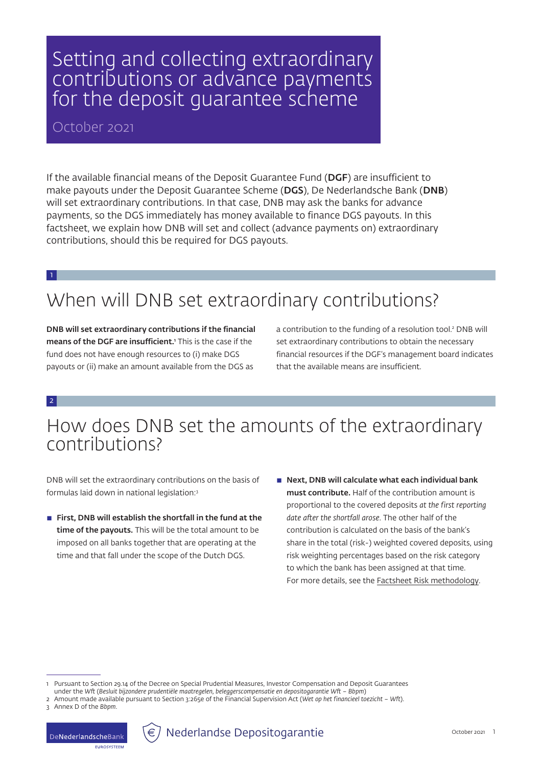# Setting and collecting extraordinary contributions or advance payments for the deposit guarantee scheme

October 2021

If the available financial means of the Deposit Guarantee Fund (**DGF**) are insufficient to make payouts under the Deposit Guarantee Scheme (**DGS**), De Nederlandsche Bank (**DNB**) will set extraordinary contributions. In that case, DNB may ask the banks for advance payments, so the DGS immediately has money available to finance DGS payouts. In this factsheet, we explain how DNB will set and collect (advance payments on) extraordinary contributions, should this be required for DGS payouts.

## 1 When will DNB set extraordinary contributions?

**DNB will set extraordinary contributions if the financial means of the DGF are insufficient.**[1] This is the case if the fund does not have enough resources to (i) make DGS payouts or (ii) make an amount available from the DGS as a contribution to the funding of a resolution tool.[2] DNB will set extraordinary contributions to obtain the necessary financial resources if the DGF's management board indicates that the available means are insufficient.

## 2 How does DNB set the amounts of the extraordinary contributions?

DNB will set the extraordinary contributions on the basis of formulas laid down in national legislation:[3]

- **First, DNB will establish the shortfall in the fund at the time of the payouts.** This will be the total amount to be imposed on all banks together that are operating at the time and that fall under the scope of the Dutch DGS.
- **Next, DNB will calculate what each individual bank must contribute.** Half of the contribution amount is proportional to the covered deposits *at the first reporting date after the shortfall arose*. The other half of the contribution is calculated on the basis of the bank's share in the total (risk-) weighted covered deposits, using risk weighting percentages based on the risk category to which the bank has been assigned at that time. For more details, see the Factsheet Risk methodology.

---

1 Pursuant to Section 29.14 of the Decree on Special Prudential Measures, Investor Compensation and Deposit Guarantees under the *Wft* (*Besluit bijzondere prudentiële maatregelen, beleggerscompensatie en depositogarantie Wft – Bbpm*)

2 Amount made available pursuant to Section 3:265e of the Financial Supervision Act (*Wet op het financieel toezicht – Wft*).

3 Annex D of the *Bbpm*.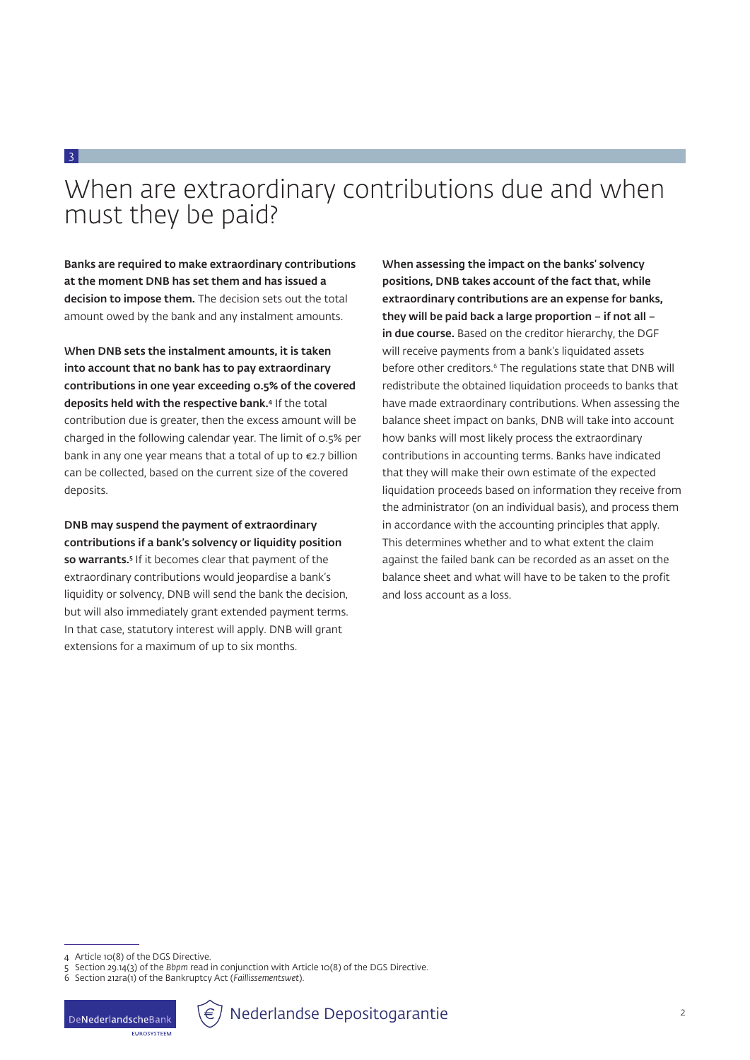## 3

# When are extraordinary contributions due and when must they be paid?

**Banks are required to make extraordinary contributions at the moment DNB has set them and has issued a decision to impose them.** The decision sets out the total amount owed by the bank and any instalment amounts.

**When DNB sets the instalment amounts, it is taken into account that no bank has to pay extraordinary contributions in one year exceeding 0.5% of the covered deposits held with the respective bank.**[4] If the total contribution due is greater, then the excess amount will be charged in the following calendar year. The limit of 0.5% per bank in any one year means that a total of up to €2.7 billion can be collected, based on the current size of the covered deposits.

**DNB may suspend the payment of extraordinary contributions if a bank's solvency or liquidity position so warrants.**[5] If it becomes clear that payment of the extraordinary contributions would jeopardise a bank's liquidity or solvency, DNB will send the bank the decision, but will also immediately grant extended payment terms. In that case, statutory interest will apply. DNB will grant extensions for a maximum of up to six months.

**When assessing the impact on the banks' solvency positions, DNB takes account of the fact that, while extraordinary contributions are an expense for banks, they will be paid back a large proportion – if not all – in due course.** Based on the creditor hierarchy, the DGF will receive payments from a bank's liquidated assets before other creditors.[6] The regulations state that DNB will redistribute the obtained liquidation proceeds to banks that have made extraordinary contributions. When assessing the balance sheet impact on banks, DNB will take into account how banks will most likely process the extraordinary contributions in accounting terms. Banks have indicated that they will make their own estimate of the expected liquidation proceeds based on information they receive from the administrator (on an individual basis), and process them in accordance with the accounting principles that apply. This determines whether and to what extent the claim against the failed bank can be recorded as an asset on the balance sheet and what will have to be taken to the profit and loss account as a loss.

---

4 Article 10(8) of the DGS Directive.
5 Section 29.14(3) of the *Bbpm* read in conjunction with Article 10(8) of the DGS Directive.
6 Section 212ra(1) of the Bankruptcy Act (*Faillissementswet*).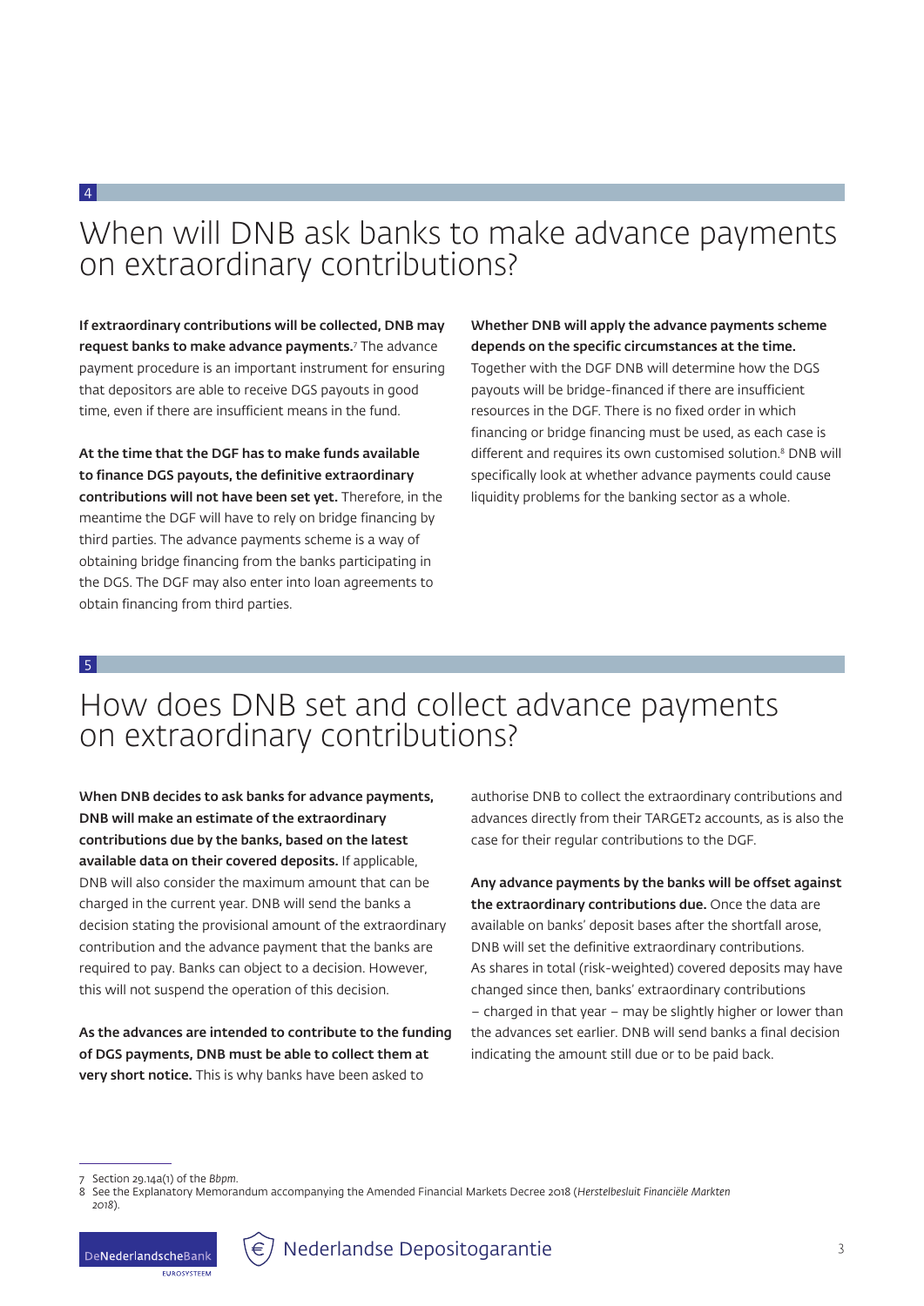## 4

# When will DNB ask banks to make advance payments on extraordinary contributions?

**If extraordinary contributions will be collected, DNB may request banks to make advance payments.**[7] The advance payment procedure is an important instrument for ensuring that depositors are able to receive DGS payouts in good time, even if there are insufficient means in the fund.

**At the time that the DGF has to make funds available to finance DGS payouts, the definitive extraordinary contributions will not have been set yet.** Therefore, in the meantime the DGF will have to rely on bridge financing by third parties. The advance payments scheme is a way of obtaining bridge financing from the banks participating in the DGS. The DGF may also enter into loan agreements to obtain financing from third parties.

**Whether DNB will apply the advance payments scheme depends on the specific circumstances at the time.** Together with the DGF DNB will determine how the DGS payouts will be bridge-financed if there are insufficient resources in the DGF. There is no fixed order in which financing or bridge financing must be used, as each case is different and requires its own customised solution.[8] DNB will specifically look at whether advance payments could cause liquidity problems for the banking sector as a whole.

## 5

# How does DNB set and collect advance payments on extraordinary contributions?

**When DNB decides to ask banks for advance payments, DNB will make an estimate of the extraordinary contributions due by the banks, based on the latest available data on their covered deposits.** If applicable, DNB will also consider the maximum amount that can be charged in the current year. DNB will send the banks a decision stating the provisional amount of the extraordinary contribution and the advance payment that the banks are required to pay. Banks can object to a decision. However, this will not suspend the operation of this decision.

**As the advances are intended to contribute to the funding of DGS payments, DNB must be able to collect them at very short notice.** This is why banks have been asked to authorise DNB to collect the extraordinary contributions and advances directly from their TARGET2 accounts, as is also the case for their regular contributions to the DGF.

**Any advance payments by the banks will be offset against the extraordinary contributions due.** Once the data are available on banks' deposit bases after the shortfall arose, DNB will set the definitive extraordinary contributions. As shares in total (risk-weighted) covered deposits may have changed since then, banks' extraordinary contributions – charged in that year – may be slightly higher or lower than the advances set earlier. DNB will send banks a final decision indicating the amount still due or to be paid back.

---

7 Section 29.14a(1) of the *Bbpm*.

8 See the Explanatory Memorandum accompanying the Amended Financial Markets Decree 2018 (*Herstelbesluit Financiële Markten 2018*).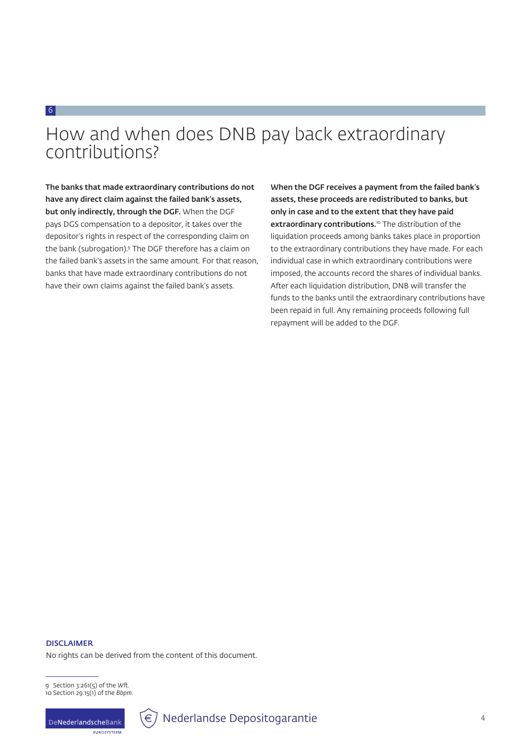## 6

# How and when does DNB pay back extraordinary contributions?

**The banks that made extraordinary contributions do not have any direct claim against the failed bank's assets, but only indirectly, through the DGF.** When the DGF pays DGS compensation to a depositor, it takes over the depositor's rights in respect of the corresponding claim on the bank (subrogation).[9] The DGF therefore has a claim on the failed bank's assets in the same amount. For that reason, banks that have made extraordinary contributions do not have their own claims against the failed bank's assets.

**When the DGF receives a payment from the failed bank's assets, these proceeds are redistributed to banks, but only in case and to the extent that they have paid extraordinary contributions.**[10] The distribution of the liquidation proceeds among banks takes place in proportion to the extraordinary contributions they have made. For each individual case in which extraordinary contributions were imposed, the accounts record the shares of individual banks. After each liquidation distribution, DNB will transfer the funds to the banks until the extraordinary contributions have been repaid in full. Any remaining proceeds following full repayment will be added to the DGF.

**DISCLAIMER**

No rights can be derived from the content of this document.

---

9 Section 3:261(5) of the *Wft*.
10 Section 29.15(1) of the *Bbpm*.